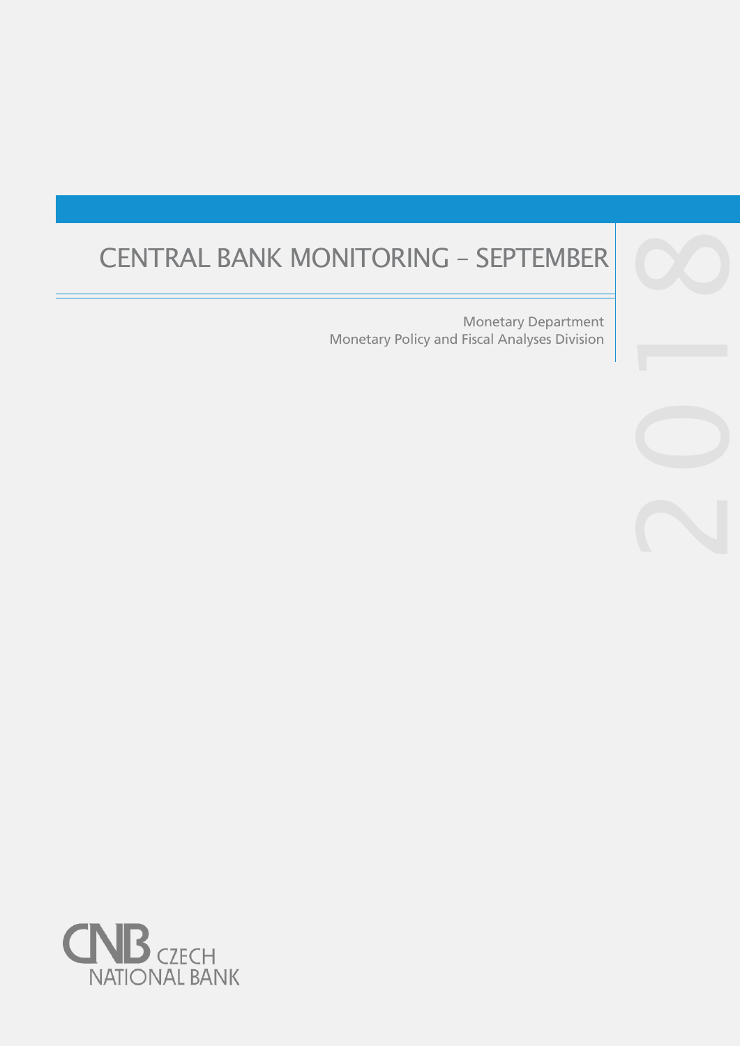# CENTRAL BANK MONITORING – SEPTEMBER 2018

Monetary Department
Monetary Policy and Fiscal Analyses Division

CNB CZECH NATIONAL BANK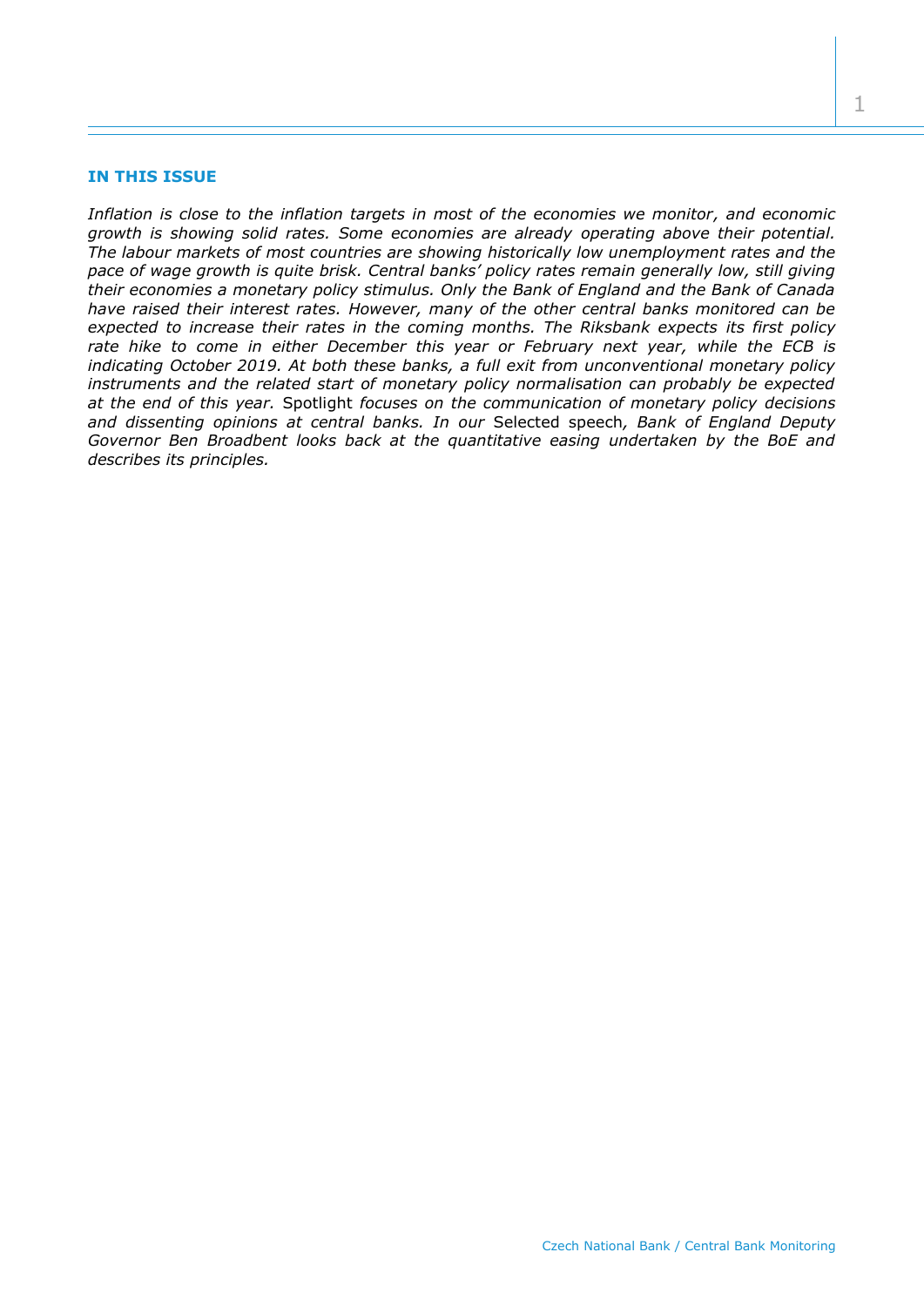## IN THIS ISSUE

*Inflation is close to the inflation targets in most of the economies we monitor, and economic growth is showing solid rates. Some economies are already operating above their potential. The labour markets of most countries are showing historically low unemployment rates and the pace of wage growth is quite brisk. Central banks' policy rates remain generally low, still giving their economies a monetary policy stimulus. Only the Bank of England and the Bank of Canada have raised their interest rates. However, many of the other central banks monitored can be expected to increase their rates in the coming months. The Riksbank expects its first policy rate hike to come in either December this year or February next year, while the ECB is indicating October 2019. At both these banks, a full exit from unconventional monetary policy instruments and the related start of monetary policy normalisation can probably be expected at the end of this year.* Spotlight *focuses on the communication of monetary policy decisions and dissenting opinions at central banks. In our* Selected speech*, Bank of England Deputy Governor Ben Broadbent looks back at the quantitative easing undertaken by the BoE and describes its principles.*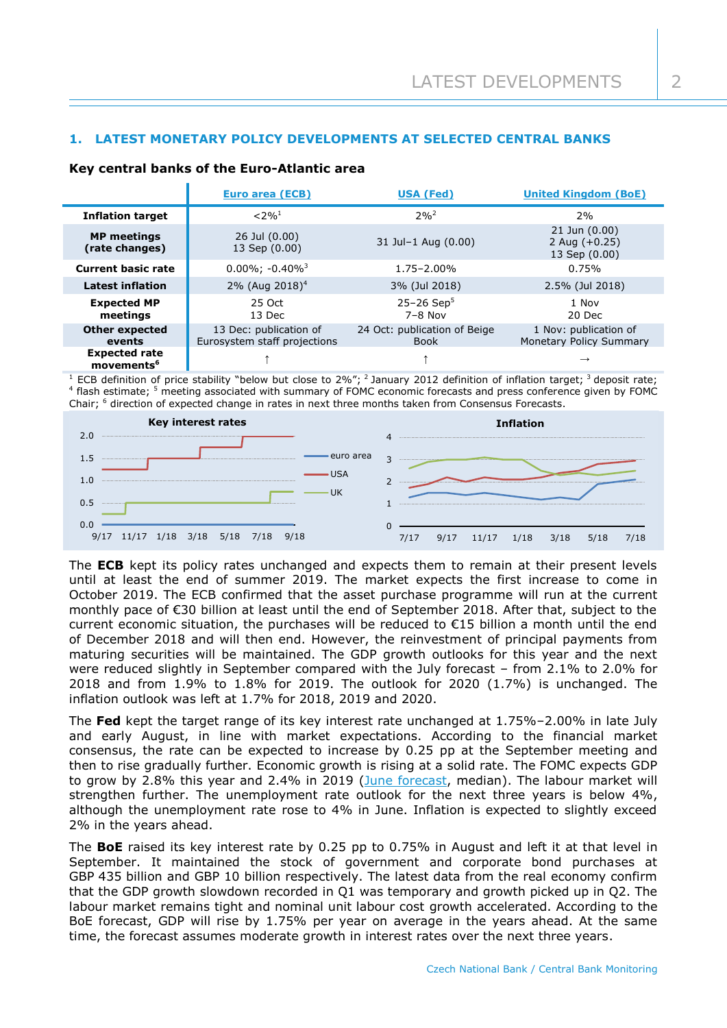## 1. LATEST MONETARY POLICY DEVELOPMENTS AT SELECTED CENTRAL BANKS

### Key central banks of the Euro-Atlantic area

| | Euro area (ECB) | USA (Fed) | United Kingdom (BoE) |
|---|---|---|---|
| **Inflation target** | <2%[1] | 2%[2] | 2% |
| **MP meetings (rate changes)** | 26 Jul (0.00)<br>13 Sep (0.00) | 31 Jul–1 Aug (0.00) | 21 Jun (0.00)<br>2 Aug (+0.25)<br>13 Sep (0.00) |
| **Current basic rate** | 0.00%; -0.40%[3] | 1.75–2.00% | 0.75% |
| **Latest inflation** | 2% (Aug 2018)[4] | 3% (Jul 2018) | 2.5% (Jul 2018) |
| **Expected MP meetings** | 25 Oct<br>13 Dec | 25–26 Sep[5]<br>7–8 Nov | 1 Nov<br>20 Dec |
| **Other expected events** | 13 Dec: publication of Eurosystem staff projections | 24 Oct: publication of Beige Book | 1 Nov: publication of Monetary Policy Summary |
| **Expected rate movements**[6] | ↑ | ↑ | → |

[1] ECB definition of price stability "below but close to 2%"; [2] January 2012 definition of inflation target; [3] deposit rate; [4] flash estimate; [5] meeting associated with summary of FOMC economic forecasts and press conference given by FOMC Chair; [6] direction of expected change in rates in next three months taken from Consensus Forecasts.

**Key interest rates** | **Inflation**

The **ECB** kept its policy rates unchanged and expects them to remain at their present levels until at least the end of summer 2019. The market expects the first increase to come in October 2019. The ECB confirmed that the asset purchase programme will run at the current monthly pace of €30 billion at least until the end of September 2018. After that, subject to the current economic situation, the purchases will be reduced to €15 billion a month until the end of December 2018 and will then end. However, the reinvestment of principal payments from maturing securities will be maintained. The GDP growth outlooks for this year and the next were reduced slightly in September compared with the July forecast – from 2.1% to 2.0% for 2018 and from 1.9% to 1.8% for 2019. The outlook for 2020 (1.7%) is unchanged. The inflation outlook was left at 1.7% for 2018, 2019 and 2020.

The **Fed** kept the target range of its key interest rate unchanged at 1.75%–2.00% in late July and early August, in line with market expectations. According to the financial market consensus, the rate can be expected to increase by 0.25 pp at the September meeting and then to rise gradually further. Economic growth is rising at a solid rate. The FOMC expects GDP to grow by 2.8% this year and 2.4% in 2019 (June forecast, median). The labour market will strengthen further. The unemployment rate outlook for the next three years is below 4%, although the unemployment rate rose to 4% in June. Inflation is expected to slightly exceed 2% in the years ahead.

The **BoE** raised its key interest rate by 0.25 pp to 0.75% in August and left it at that level in September. It maintained the stock of government and corporate bond purchases at GBP 435 billion and GBP 10 billion respectively. The latest data from the real economy confirm that the GDP growth slowdown recorded in Q1 was temporary and growth picked up in Q2. The labour market remains tight and nominal unit labour cost growth accelerated. According to the BoE forecast, GDP will rise by 1.75% per year on average in the years ahead. At the same time, the forecast assumes moderate growth in interest rates over the next three years.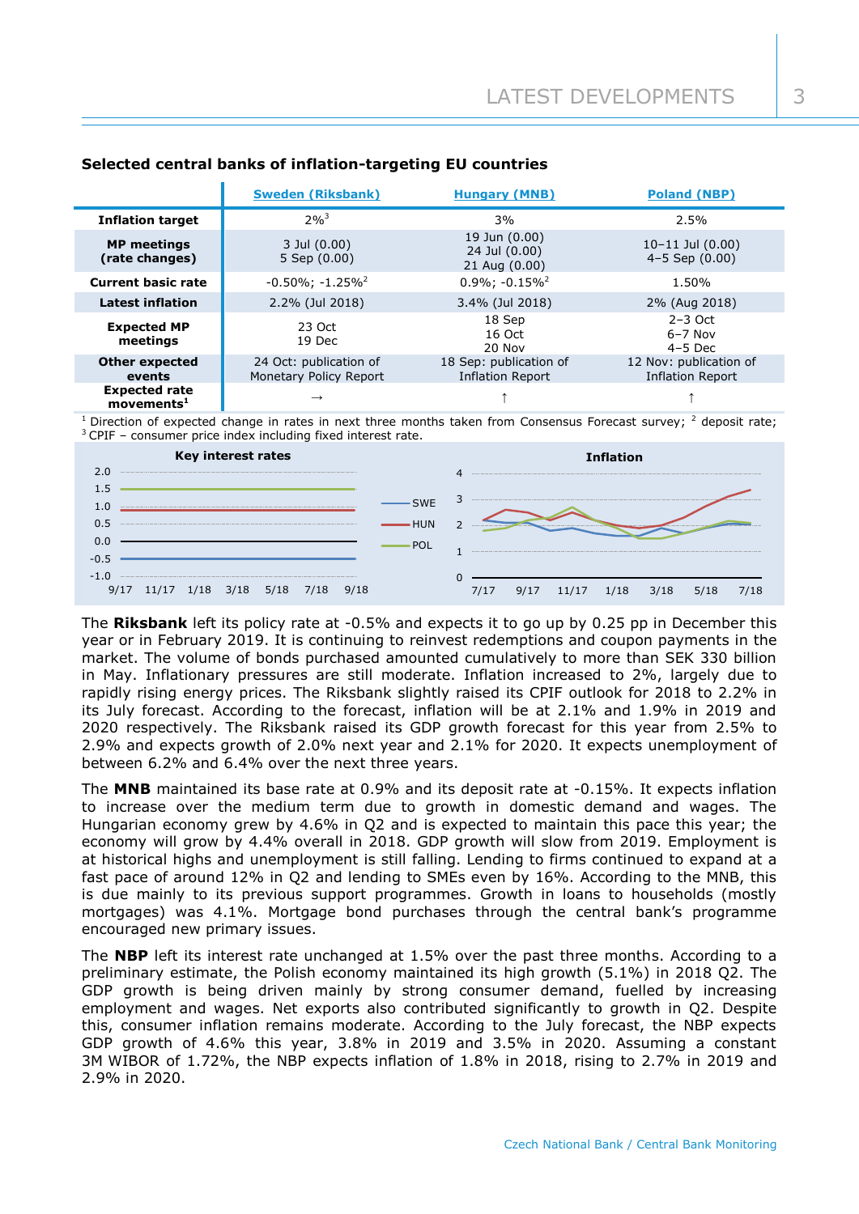**Selected central banks of inflation-targeting EU countries**

| | Sweden (Riksbank) | Hungary (MNB) | Poland (NBP) |
|---|---|---|---|
| **Inflation target** | 2%[3] | 3% | 2.5% |
| **MP meetings (rate changes)** | 3 Jul (0.00)<br>5 Sep (0.00) | 19 Jun (0.00)<br>24 Jul (0.00)<br>21 Aug (0.00) | 10–11 Jul (0.00)<br>4–5 Sep (0.00) |
| **Current basic rate** | -0.50%; -1.25%[2] | 0.9%; -0.15%[2] | 1.50% |
| **Latest inflation** | 2.2% (Jul 2018) | 3.4% (Jul 2018) | 2% (Aug 2018) |
| **Expected MP meetings** | 23 Oct<br>19 Dec | 18 Sep<br>16 Oct<br>20 Nov | 2–3 Oct<br>6–7 Nov<br>4–5 Dec |
| **Other expected events** | 24 Oct: publication of Monetary Policy Report | 18 Sep: publication of Inflation Report | 12 Nov: publication of Inflation Report |
| **Expected rate movements[1]** | → | ↑ | ↑ |

[1] Direction of expected change in rates in next three months taken from Consensus Forecast survey; [2] deposit rate; [3] CPIF – consumer price index including fixed interest rate.

The **Riksbank** left its policy rate at -0.5% and expects it to go up by 0.25 pp in December this year or in February 2019. It is continuing to reinvest redemptions and coupon payments in the market. The volume of bonds purchased amounted cumulatively to more than SEK 330 billion in May. Inflationary pressures are still moderate. Inflation increased to 2%, largely due to rapidly rising energy prices. The Riksbank slightly raised its CPIF outlook for 2018 to 2.2% in its July forecast. According to the forecast, inflation will be at 2.1% and 1.9% in 2019 and 2020 respectively. The Riksbank raised its GDP growth forecast for this year from 2.5% to 2.9% and expects growth of 2.0% next year and 2.1% for 2020. It expects unemployment of between 6.2% and 6.4% over the next three years.

The **MNB** maintained its base rate at 0.9% and its deposit rate at -0.15%. It expects inflation to increase over the medium term due to growth in domestic demand and wages. The Hungarian economy grew by 4.6% in Q2 and is expected to maintain this pace this year; the economy will grow by 4.4% overall in 2018. GDP growth will slow from 2019. Employment is at historical highs and unemployment is still falling. Lending to firms continued to expand at a fast pace of around 12% in Q2 and lending to SMEs even by 16%. According to the MNB, this is due mainly to its previous support programmes. Growth in loans to households (mostly mortgages) was 4.1%. Mortgage bond purchases through the central bank's programme encouraged new primary issues.

The **NBP** left its interest rate unchanged at 1.5% over the past three months. According to a preliminary estimate, the Polish economy maintained its high growth (5.1%) in 2018 Q2. The GDP growth is being driven mainly by strong consumer demand, fuelled by increasing employment and wages. Net exports also contributed significantly to growth in Q2. Despite this, consumer inflation remains moderate. According to the July forecast, the NBP expects GDP growth of 4.6% this year, 3.8% in 2019 and 3.5% in 2020. Assuming a constant 3M WIBOR of 1.72%, the NBP expects inflation of 1.8% in 2018, rising to 2.7% in 2019 and 2.9% in 2020.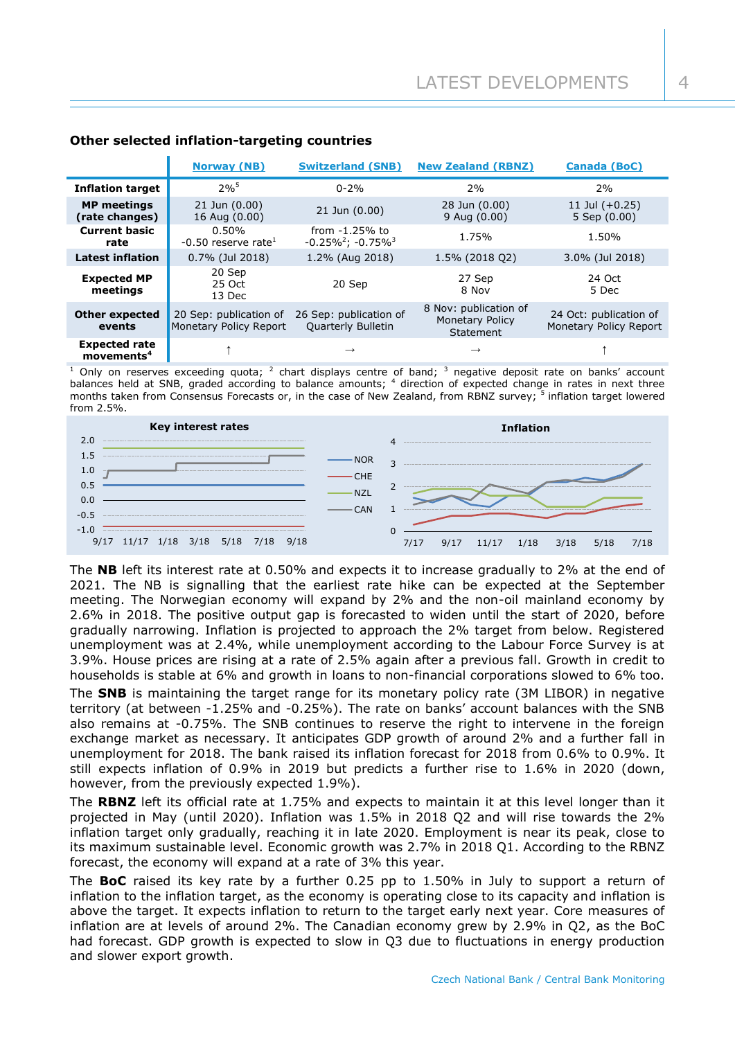### Other selected inflation-targeting countries

| | Norway (NB) | Switzerland (SNB) | New Zealand (RBNZ) | Canada (BoC) |
|---|---|---|---|---|
| **Inflation target** | 2%[5] | 0-2% | 2% | 2% |
| **MP meetings (rate changes)** | 21 Jun (0.00) 16 Aug (0.00) | 21 Jun (0.00) | 28 Jun (0.00) 9 Aug (0.00) | 11 Jul (+0.25) 5 Sep (0.00) |
| **Current basic rate** | 0.50% -0.50 reserve rate[1] | from -1.25% to -0.25%[2]; -0.75%[3] | 1.75% | 1.50% |
| **Latest inflation** | 0.7% (Jul 2018) | 1.2% (Aug 2018) | 1.5% (2018 Q2) | 3.0% (Jul 2018) |
| **Expected MP meetings** | 20 Sep 25 Oct 13 Dec | 20 Sep | 27 Sep 8 Nov | 24 Oct 5 Dec |
| **Other expected events** | 20 Sep: publication of Monetary Policy Report | 26 Sep: publication of Quarterly Bulletin | 8 Nov: publication of Monetary Policy Statement | 24 Oct: publication of Monetary Policy Report |
| **Expected rate movements[4]** | ↑ | → | → | ↑ |

[1] Only on reserves exceeding quota; [2] chart displays centre of band; [3] negative deposit rate on banks' account balances held at SNB, graded according to balance amounts; [4] direction of expected change in rates in next three months taken from Consensus Forecasts or, in the case of New Zealand, from RBNZ survey; [5] inflation target lowered from 2.5%.

The **NB** left its interest rate at 0.50% and expects it to increase gradually to 2% at the end of 2021. The NB is signalling that the earliest rate hike can be expected at the September meeting. The Norwegian economy will expand by 2% and the non-oil mainland economy by 2.6% in 2018. The positive output gap is forecasted to widen until the start of 2020, before gradually narrowing. Inflation is projected to approach the 2% target from below. Registered unemployment was at 2.4%, while unemployment according to the Labour Force Survey is at 3.9%. House prices are rising at a rate of 2.5% again after a previous fall. Growth in credit to households is stable at 6% and growth in loans to non-financial corporations slowed to 6% too.

The **SNB** is maintaining the target range for its monetary policy rate (3M LIBOR) in negative territory (at between -1.25% and -0.25%). The rate on banks' account balances with the SNB also remains at -0.75%. The SNB continues to reserve the right to intervene in the foreign exchange market as necessary. It anticipates GDP growth of around 2% and a further fall in unemployment for 2018. The bank raised its inflation forecast for 2018 from 0.6% to 0.9%. It still expects inflation of 0.9% in 2019 but predicts a further rise to 1.6% in 2020 (down, however, from the previously expected 1.9%).

The **RBNZ** left its official rate at 1.75% and expects to maintain it at this level longer than it projected in May (until 2020). Inflation was 1.5% in 2018 Q2 and will rise towards the 2% inflation target only gradually, reaching it in late 2020. Employment is near its peak, close to its maximum sustainable level. Economic growth was 2.7% in 2018 Q1. According to the RBNZ forecast, the economy will expand at a rate of 3% this year.

The **BoC** raised its key rate by a further 0.25 pp to 1.50% in July to support a return of inflation to the inflation target, as the economy is operating close to its capacity and inflation is above the target. It expects inflation to return to the target early next year. Core measures of inflation are at levels of around 2%. The Canadian economy grew by 2.9% in Q2, as the BoC had forecast. GDP growth is expected to slow in Q3 due to fluctuations in energy production and slower export growth.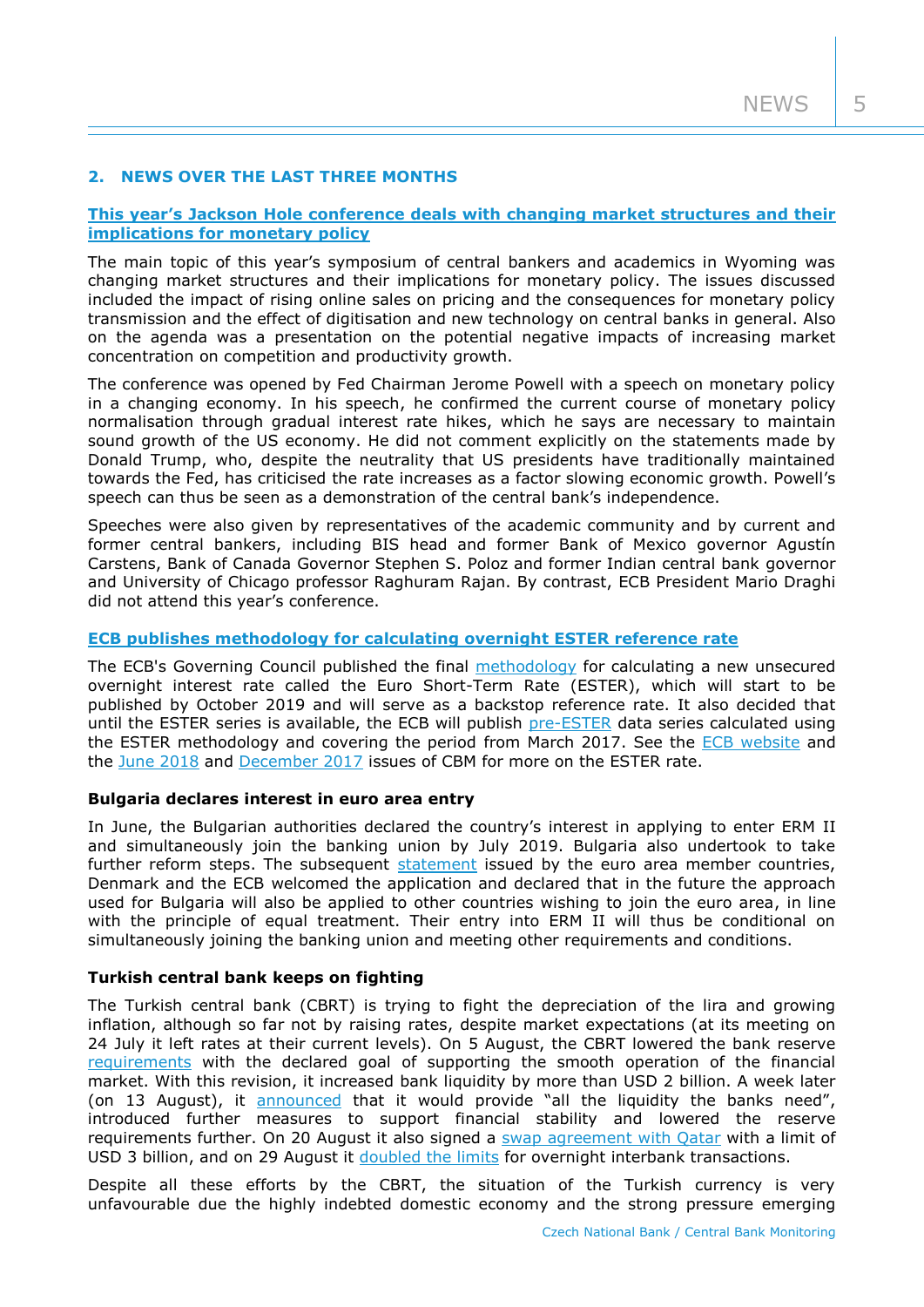## 2. NEWS OVER THE LAST THREE MONTHS

### This year's Jackson Hole conference deals with changing market structures and their implications for monetary policy

The main topic of this year's symposium of central bankers and academics in Wyoming was changing market structures and their implications for monetary policy. The issues discussed included the impact of rising online sales on pricing and the consequences for monetary policy transmission and the effect of digitisation and new technology on central banks in general. Also on the agenda was a presentation on the potential negative impacts of increasing market concentration on competition and productivity growth.

The conference was opened by Fed Chairman Jerome Powell with a speech on monetary policy in a changing economy. In his speech, he confirmed the current course of monetary policy normalisation through gradual interest rate hikes, which he says are necessary to maintain sound growth of the US economy. He did not comment explicitly on the statements made by Donald Trump, who, despite the neutrality that US presidents have traditionally maintained towards the Fed, has criticised the rate increases as a factor slowing economic growth. Powell's speech can thus be seen as a demonstration of the central bank's independence.

Speeches were also given by representatives of the academic community and by current and former central bankers, including BIS head and former Bank of Mexico governor Agustín Carstens, Bank of Canada Governor Stephen S. Poloz and former Indian central bank governor and University of Chicago professor Raghuram Rajan. By contrast, ECB President Mario Draghi did not attend this year's conference.

### ECB publishes methodology for calculating overnight ESTER reference rate

The ECB's Governing Council published the final methodology for calculating a new unsecured overnight interest rate called the Euro Short-Term Rate (ESTER), which will start to be published by October 2019 and will serve as a backstop reference rate. It also decided that until the ESTER series is available, the ECB will publish pre-ESTER data series calculated using the ESTER methodology and covering the period from March 2017. See the ECB website and the June 2018 and December 2017 issues of CBM for more on the ESTER rate.

**Bulgaria declares interest in euro area entry**

In June, the Bulgarian authorities declared the country's interest in applying to enter ERM II and simultaneously join the banking union by July 2019. Bulgaria also undertook to take further reform steps. The subsequent statement issued by the euro area member countries, Denmark and the ECB welcomed the application and declared that in the future the approach used for Bulgaria will also be applied to other countries wishing to join the euro area, in line with the principle of equal treatment. Their entry into ERM II will thus be conditional on simultaneously joining the banking union and meeting other requirements and conditions.

**Turkish central bank keeps on fighting**

The Turkish central bank (CBRT) is trying to fight the depreciation of the lira and growing inflation, although so far not by raising rates, despite market expectations (at its meeting on 24 July it left rates at their current levels). On 5 August, the CBRT lowered the bank reserve requirements with the declared goal of supporting the smooth operation of the financial market. With this revision, it increased bank liquidity by more than USD 2 billion. A week later (on 13 August), it announced that it would provide "all the liquidity the banks need", introduced further measures to support financial stability and lowered the reserve requirements further. On 20 August it also signed a swap agreement with Qatar with a limit of USD 3 billion, and on 29 August it doubled the limits for overnight interbank transactions.

Despite all these efforts by the CBRT, the situation of the Turkish currency is very unfavourable due the highly indebted domestic economy and the strong pressure emerging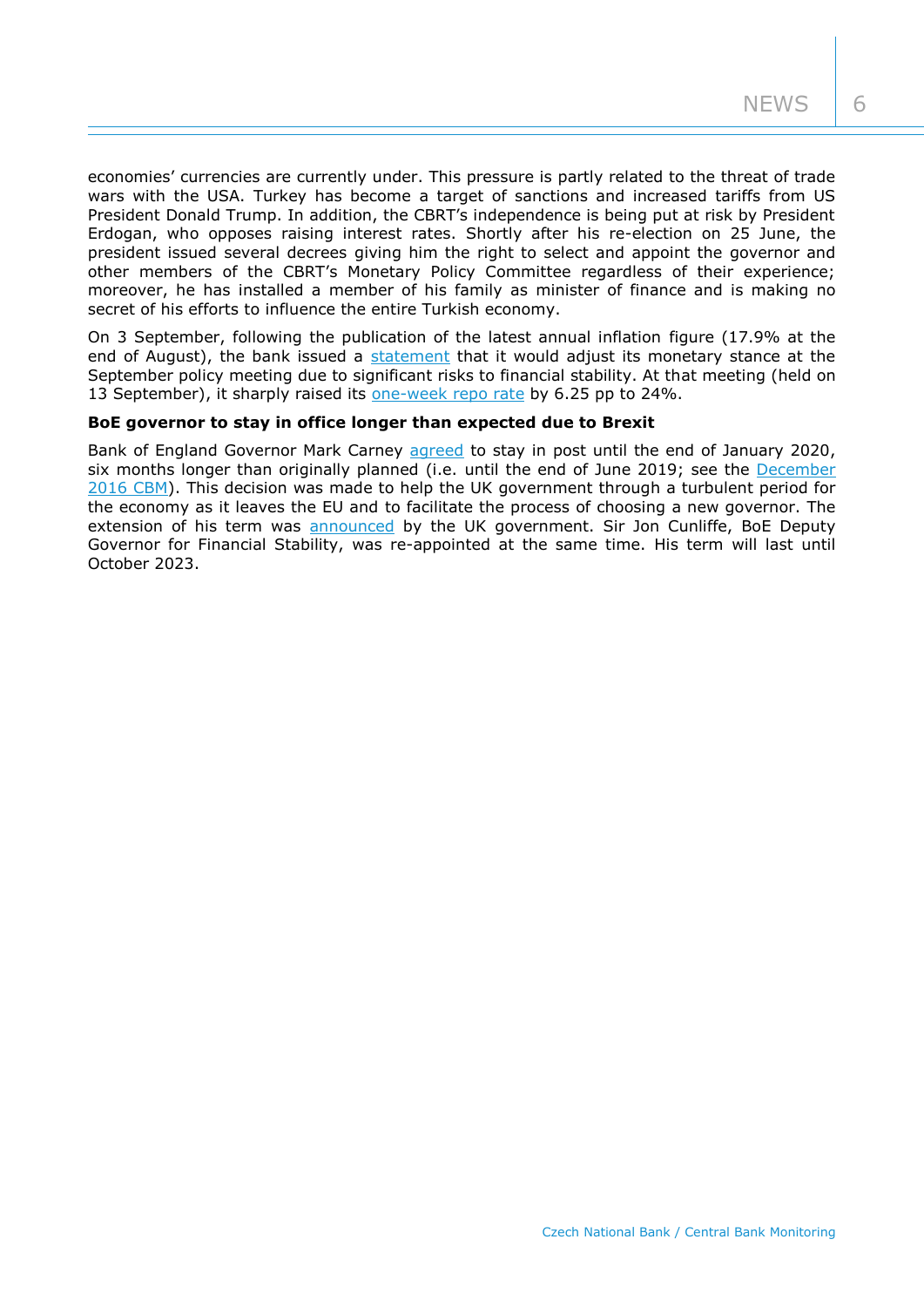economies' currencies are currently under. This pressure is partly related to the threat of trade wars with the USA. Turkey has become a target of sanctions and increased tariffs from US President Donald Trump. In addition, the CBRT's independence is being put at risk by President Erdogan, who opposes raising interest rates. Shortly after his re-election on 25 June, the president issued several decrees giving him the right to select and appoint the governor and other members of the CBRT's Monetary Policy Committee regardless of their experience; moreover, he has installed a member of his family as minister of finance and is making no secret of his efforts to influence the entire Turkish economy.

On 3 September, following the publication of the latest annual inflation figure (17.9% at the end of August), the bank issued a statement that it would adjust its monetary stance at the September policy meeting due to significant risks to financial stability. At that meeting (held on 13 September), it sharply raised its one-week repo rate by 6.25 pp to 24%.

**BoE governor to stay in office longer than expected due to Brexit**

Bank of England Governor Mark Carney agreed to stay in post until the end of January 2020, six months longer than originally planned (i.e. until the end of June 2019; see the December 2016 CBM). This decision was made to help the UK government through a turbulent period for the economy as it leaves the EU and to facilitate the process of choosing a new governor. The extension of his term was announced by the UK government. Sir Jon Cunliffe, BoE Deputy Governor for Financial Stability, was re-appointed at the same time. His term will last until October 2023.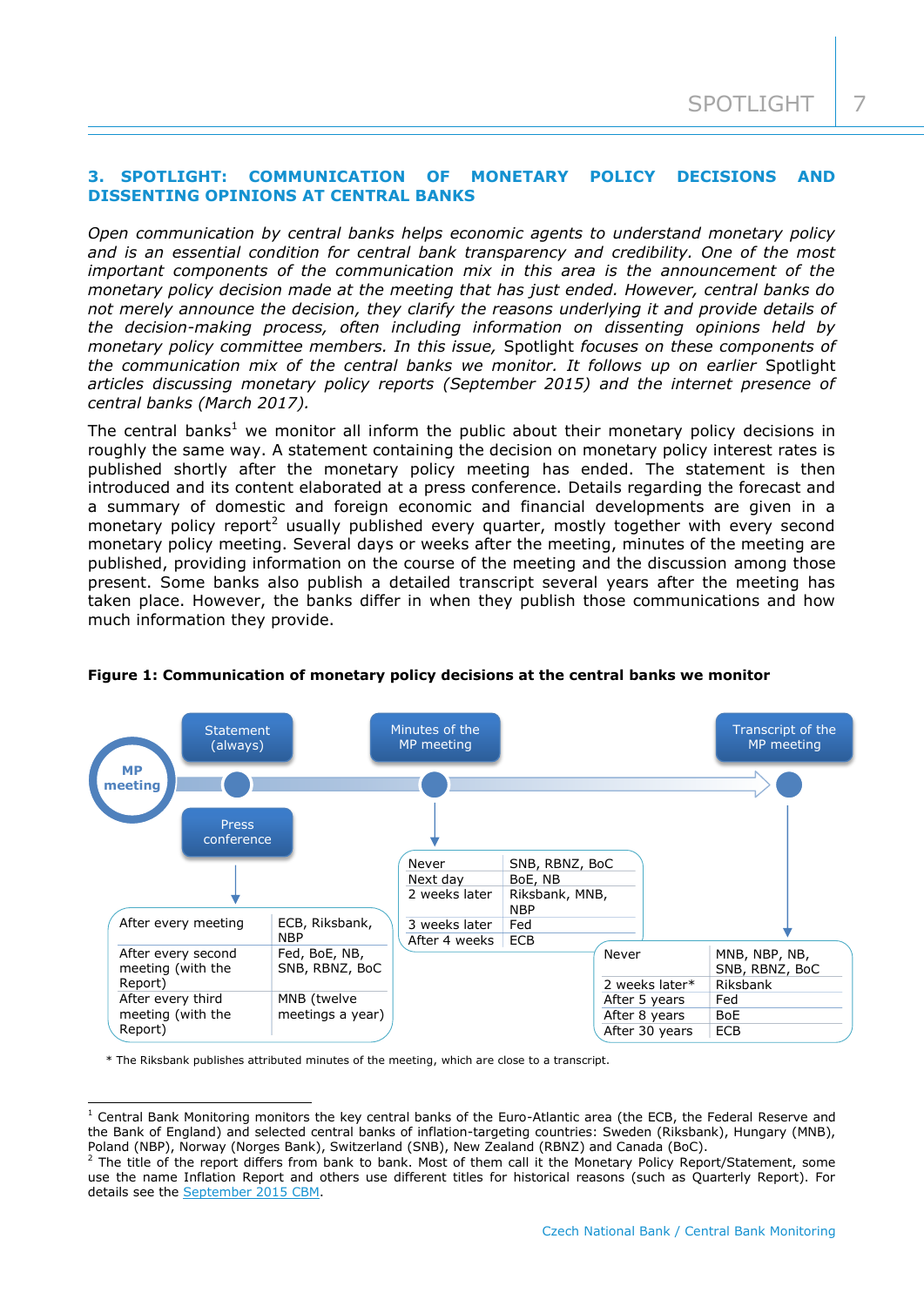## 3. SPOTLIGHT: COMMUNICATION OF MONETARY POLICY DECISIONS AND DISSENTING OPINIONS AT CENTRAL BANKS

*Open communication by central banks helps economic agents to understand monetary policy and is an essential condition for central bank transparency and credibility. One of the most important components of the communication mix in this area is the announcement of the monetary policy decision made at the meeting that has just ended. However, central banks do not merely announce the decision, they clarify the reasons underlying it and provide details of the decision-making process, often including information on dissenting opinions held by monetary policy committee members. In this issue,* Spotlight *focuses on these components of the communication mix of the central banks we monitor. It follows up on earlier* Spotlight *articles discussing monetary policy reports (September 2015) and the internet presence of central banks (March 2017).*

The central banks[1] we monitor all inform the public about their monetary policy decisions in roughly the same way. A statement containing the decision on monetary policy interest rates is published shortly after the monetary policy meeting has ended. The statement is then introduced and its content elaborated at a press conference. Details regarding the forecast and a summary of domestic and foreign economic and financial developments are given in a monetary policy report[2] usually published every quarter, mostly together with every second monetary policy meeting. Several days or weeks after the meeting, minutes of the meeting are published, providing information on the course of the meeting and the discussion among those present. Some banks also publish a detailed transcript several years after the meeting has taken place. However, the banks differ in when they publish those communications and how much information they provide.

**Figure 1: Communication of monetary policy decisions at the central banks we monitor**

MP meeting → Statement (always) / Press conference → Minutes of the MP meeting → Transcript of the MP meeting

**Statement (always) / Press conference**

| | |
|---|---|
| After every meeting | ECB, Riksbank, NBP |
| After every second meeting (with the Report) | Fed, BoE, NB, SNB, RBNZ, BoC |
| After every third meeting (with the Report) | MNB (twelve meetings a year) |

**Minutes of the MP meeting**

| | |
|---|---|
| Never | SNB, RBNZ, BoC |
| Next day | BoE, NB |
| 2 weeks later | Riksbank, MNB, NBP |
| 3 weeks later | Fed |
| After 4 weeks | ECB |

**Transcript of the MP meeting**

| | |
|---|---|
| Never | MNB, NBP, NB, SNB, RBNZ, BoC |
| 2 weeks later* | Riksbank |
| After 5 years | Fed |
| After 8 years | BoE |
| After 30 years | ECB |

\* The Riksbank publishes attributed minutes of the meeting, which are close to a transcript.

---

[1] Central Bank Monitoring monitors the key central banks of the Euro-Atlantic area (the ECB, the Federal Reserve and the Bank of England) and selected central banks of inflation-targeting countries: Sweden (Riksbank), Hungary (MNB), Poland (NBP), Norway (Norges Bank), Switzerland (SNB), New Zealand (RBNZ) and Canada (BoC).

[2] The title of the report differs from bank to bank. Most of them call it the Monetary Policy Report/Statement, some use the name Inflation Report and others use different titles for historical reasons (such as Quarterly Report). For details see the September 2015 CBM.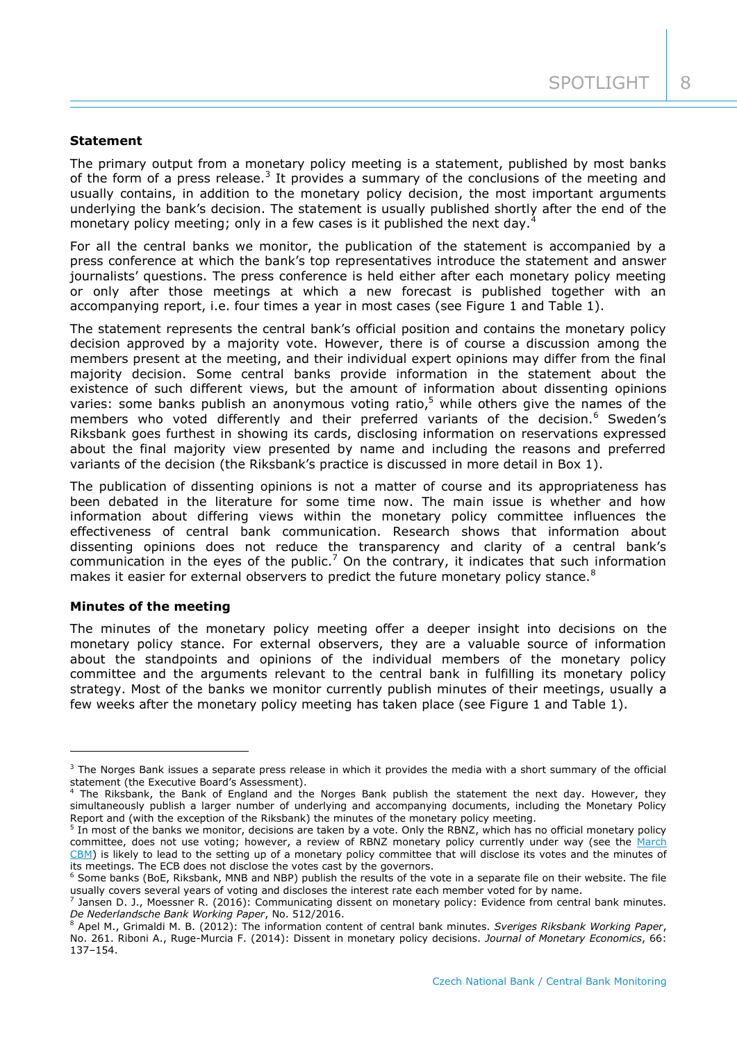**Statement**

The primary output from a monetary policy meeting is a statement, published by most banks of the form of a press release.[3] It provides a summary of the conclusions of the meeting and usually contains, in addition to the monetary policy decision, the most important arguments underlying the bank's decision. The statement is usually published shortly after the end of the monetary policy meeting; only in a few cases is it published the next day.[4]

For all the central banks we monitor, the publication of the statement is accompanied by a press conference at which the bank's top representatives introduce the statement and answer journalists' questions. The press conference is held either after each monetary policy meeting or only after those meetings at which a new forecast is published together with an accompanying report, i.e. four times a year in most cases (see Figure 1 and Table 1).

The statement represents the central bank's official position and contains the monetary policy decision approved by a majority vote. However, there is of course a discussion among the members present at the meeting, and their individual expert opinions may differ from the final majority decision. Some central banks provide information in the statement about the existence of such different views, but the amount of information about dissenting opinions varies: some banks publish an anonymous voting ratio,[5] while others give the names of the members who voted differently and their preferred variants of the decision.[6] Sweden's Riksbank goes furthest in showing its cards, disclosing information on reservations expressed about the final majority view presented by name and including the reasons and preferred variants of the decision (the Riksbank's practice is discussed in more detail in Box 1).

The publication of dissenting opinions is not a matter of course and its appropriateness has been debated in the literature for some time now. The main issue is whether and how information about differing views within the monetary policy committee influences the effectiveness of central bank communication. Research shows that information about dissenting opinions does not reduce the transparency and clarity of a central bank's communication in the eyes of the public.[7] On the contrary, it indicates that such information makes it easier for external observers to predict the future monetary policy stance.[8]

**Minutes of the meeting**

The minutes of the monetary policy meeting offer a deeper insight into decisions on the monetary policy stance. For external observers, they are a valuable source of information about the standpoints and opinions of the individual members of the monetary policy committee and the arguments relevant to the central bank in fulfilling its monetary policy strategy. Most of the banks we monitor currently publish minutes of their meetings, usually a few weeks after the monetary policy meeting has taken place (see Figure 1 and Table 1).

---

[3] The Norges Bank issues a separate press release in which it provides the media with a short summary of the official statement (the Executive Board's Assessment).

[4] The Riksbank, the Bank of England and the Norges Bank publish the statement the next day. However, they simultaneously publish a larger number of underlying and accompanying documents, including the Monetary Policy Report and (with the exception of the Riksbank) the minutes of the monetary policy meeting.

[5] In most of the banks we monitor, decisions are taken by a vote. Only the RBNZ, which has no official monetary policy committee, does not use voting; however, a review of RBNZ monetary policy currently under way (see the March CBM) is likely to lead to the setting up of a monetary policy committee that will disclose its votes and the minutes of its meetings. The ECB does not disclose the votes cast by the governors.

[6] Some banks (BoE, Riksbank, MNB and NBP) publish the results of the vote in a separate file on their website. The file usually covers several years of voting and discloses the interest rate each member voted for by name.

[7] Jansen D. J., Moessner R. (2016): Communicating dissent on monetary policy: Evidence from central bank minutes. *De Nederlandsche Bank Working Paper*, No. 512/2016.

[8] Apel M., Grimaldi M. B. (2012): The information content of central bank minutes. *Sveriges Riksbank Working Paper*, No. 261. Riboni A., Ruge-Murcia F. (2014): Dissent in monetary policy decisions. *Journal of Monetary Economics*, 66: 137–154.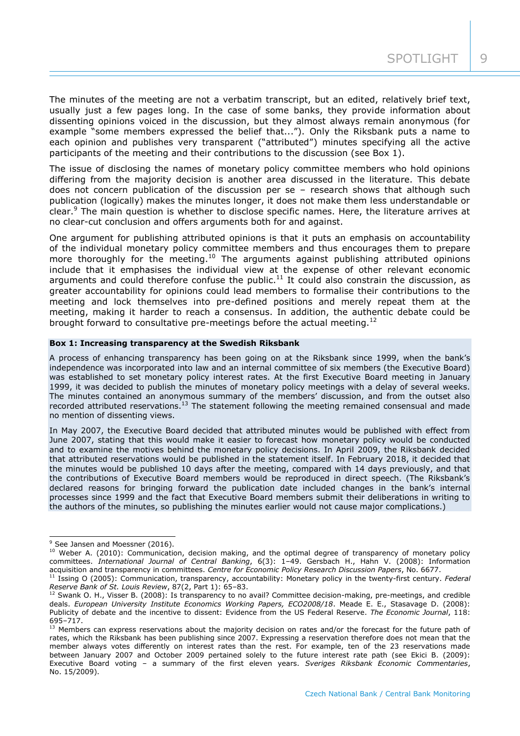The minutes of the meeting are not a verbatim transcript, but an edited, relatively brief text, usually just a few pages long. In the case of some banks, they provide information about dissenting opinions voiced in the discussion, but they almost always remain anonymous (for example "some members expressed the belief that..."). Only the Riksbank puts a name to each opinion and publishes very transparent ("attributed") minutes specifying all the active participants of the meeting and their contributions to the discussion (see Box 1).

The issue of disclosing the names of monetary policy committee members who hold opinions differing from the majority decision is another area discussed in the literature. This debate does not concern publication of the discussion per se – research shows that although such publication (logically) makes the minutes longer, it does not make them less understandable or clear.[9] The main question is whether to disclose specific names. Here, the literature arrives at no clear-cut conclusion and offers arguments both for and against.

One argument for publishing attributed opinions is that it puts an emphasis on accountability of the individual monetary policy committee members and thus encourages them to prepare more thoroughly for the meeting.[10] The arguments against publishing attributed opinions include that it emphasises the individual view at the expense of other relevant economic arguments and could therefore confuse the public.[11] It could also constrain the discussion, as greater accountability for opinions could lead members to formalise their contributions to the meeting and lock themselves into pre-defined positions and merely repeat them at the meeting, making it harder to reach a consensus. In addition, the authentic debate could be brought forward to consultative pre-meetings before the actual meeting.[12]

**Box 1: Increasing transparency at the Swedish Riksbank**

A process of enhancing transparency has been going on at the Riksbank since 1999, when the bank's independence was incorporated into law and an internal committee of six members (the Executive Board) was established to set monetary policy interest rates. At the first Executive Board meeting in January 1999, it was decided to publish the minutes of monetary policy meetings with a delay of several weeks. The minutes contained an anonymous summary of the members' discussion, and from the outset also recorded attributed reservations.[13] The statement following the meeting remained consensual and made no mention of dissenting views.

In May 2007, the Executive Board decided that attributed minutes would be published with effect from June 2007, stating that this would make it easier to forecast how monetary policy would be conducted and to examine the motives behind the monetary policy decisions. In April 2009, the Riksbank decided that attributed reservations would be published in the statement itself. In February 2018, it decided that the minutes would be published 10 days after the meeting, compared with 14 days previously, and that the contributions of Executive Board members would be reproduced in direct speech. (The Riksbank's declared reasons for bringing forward the publication date included changes in the bank's internal processes since 1999 and the fact that Executive Board members submit their deliberations in writing to the authors of the minutes, so publishing the minutes earlier would not cause major complications.)

---

[9] See Jansen and Moessner (2016).

[10] Weber A. (2010): Communication, decision making, and the optimal degree of transparency of monetary policy committees. *International Journal of Central Banking*, 6(3): 1–49. Gersbach H., Hahn V. (2008): Information acquisition and transparency in committees. *Centre for Economic Policy Research Discussion Papers*, No. 6677.

[11] Issing O (2005): Communication, transparency, accountability: Monetary policy in the twenty-first century. *Federal Reserve Bank of St. Louis Review*, 87(2, Part 1): 65–83.

[12] Swank O. H., Visser B. (2008): Is transparency to no avail? Committee decision-making, pre-meetings, and credible deals. *European University Institute Economics Working Papers, ECO2008/18*. Meade E. E., Stasavage D. (2008): Publicity of debate and the incentive to dissent: Evidence from the US Federal Reserve. *The Economic Journal*, 118: 695–717.

[13] Members can express reservations about the majority decision on rates and/or the forecast for the future path of rates, which the Riksbank has been publishing since 2007. Expressing a reservation therefore does not mean that the member always votes differently on interest rates than the rest. For example, ten of the 23 reservations made between January 2007 and October 2009 pertained solely to the future interest rate path (see Ekici B. (2009): Executive Board voting – a summary of the first eleven years. *Sveriges Riksbank Economic Commentaries*, No. 15/2009).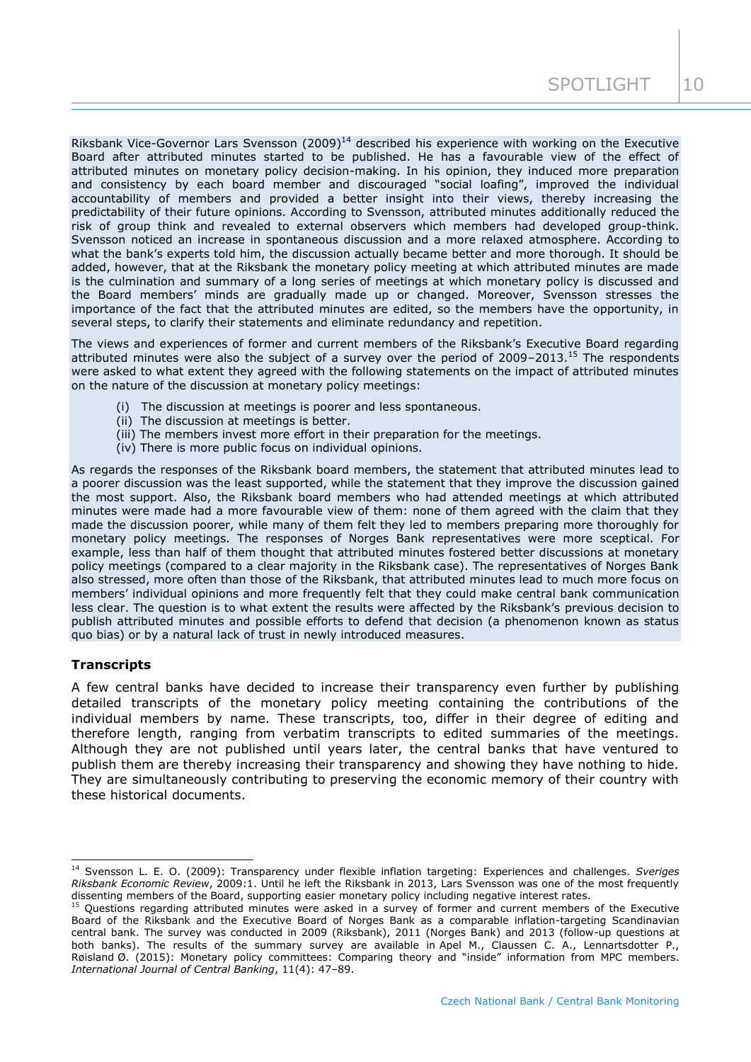Riksbank Vice-Governor Lars Svensson (2009)[14] described his experience with working on the Executive Board after attributed minutes started to be published. He has a favourable view of the effect of attributed minutes on monetary policy decision-making. In his opinion, they induced more preparation and consistency by each board member and discouraged "social loafing", improved the individual accountability of members and provided a better insight into their views, thereby increasing the predictability of their future opinions. According to Svensson, attributed minutes additionally reduced the risk of group think and revealed to external observers which members had developed group-think. Svensson noticed an increase in spontaneous discussion and a more relaxed atmosphere. According to what the bank's experts told him, the discussion actually became better and more thorough. It should be added, however, that at the Riksbank the monetary policy meeting at which attributed minutes are made is the culmination and summary of a long series of meetings at which monetary policy is discussed and the Board members' minds are gradually made up or changed. Moreover, Svensson stresses the importance of the fact that the attributed minutes are edited, so the members have the opportunity, in several steps, to clarify their statements and eliminate redundancy and repetition.

The views and experiences of former and current members of the Riksbank's Executive Board regarding attributed minutes were also the subject of a survey over the period of 2009–2013.[15] The respondents were asked to what extent they agreed with the following statements on the impact of attributed minutes on the nature of the discussion at monetary policy meetings:

- (i) The discussion at meetings is poorer and less spontaneous.
- (ii) The discussion at meetings is better.
- (iii) The members invest more effort in their preparation for the meetings.
- (iv) There is more public focus on individual opinions.

As regards the responses of the Riksbank board members, the statement that attributed minutes lead to a poorer discussion was the least supported, while the statement that they improve the discussion gained the most support. Also, the Riksbank board members who had attended meetings at which attributed minutes were made had a more favourable view of them: none of them agreed with the claim that they made the discussion poorer, while many of them felt they led to members preparing more thoroughly for monetary policy meetings. The responses of Norges Bank representatives were more sceptical. For example, less than half of them thought that attributed minutes fostered better discussions at monetary policy meetings (compared to a clear majority in the Riksbank case). The representatives of Norges Bank also stressed, more often than those of the Riksbank, that attributed minutes lead to much more focus on members' individual opinions and more frequently felt that they could make central bank communication less clear. The question is to what extent the results were affected by the Riksbank's previous decision to publish attributed minutes and possible efforts to defend that decision (a phenomenon known as status quo bias) or by a natural lack of trust in newly introduced measures.

**Transcripts**

A few central banks have decided to increase their transparency even further by publishing detailed transcripts of the monetary policy meeting containing the contributions of the individual members by name. These transcripts, too, differ in their degree of editing and therefore length, ranging from verbatim transcripts to edited summaries of the meetings. Although they are not published until years later, the central banks that have ventured to publish them are thereby increasing their transparency and showing they have nothing to hide. They are simultaneously contributing to preserving the economic memory of their country with these historical documents.

---

[14] Svensson L. E. O. (2009): Transparency under flexible inflation targeting: Experiences and challenges. *Sveriges Riksbank Economic Review*, 2009:1. Until he left the Riksbank in 2013, Lars Svensson was one of the most frequently dissenting members of the Board, supporting easier monetary policy including negative interest rates.

[15] Questions regarding attributed minutes were asked in a survey of former and current members of the Executive Board of the Riksbank and the Executive Board of Norges Bank as a comparable inflation-targeting Scandinavian central bank. The survey was conducted in 2009 (Riksbank), 2011 (Norges Bank) and 2013 (follow-up questions at both banks). The results of the summary survey are available in Apel M., Claussen C. A., Lennartsdotter P., Røisland Ø. (2015): Monetary policy committees: Comparing theory and "inside" information from MPC members. *International Journal of Central Banking*, 11(4): 47–89.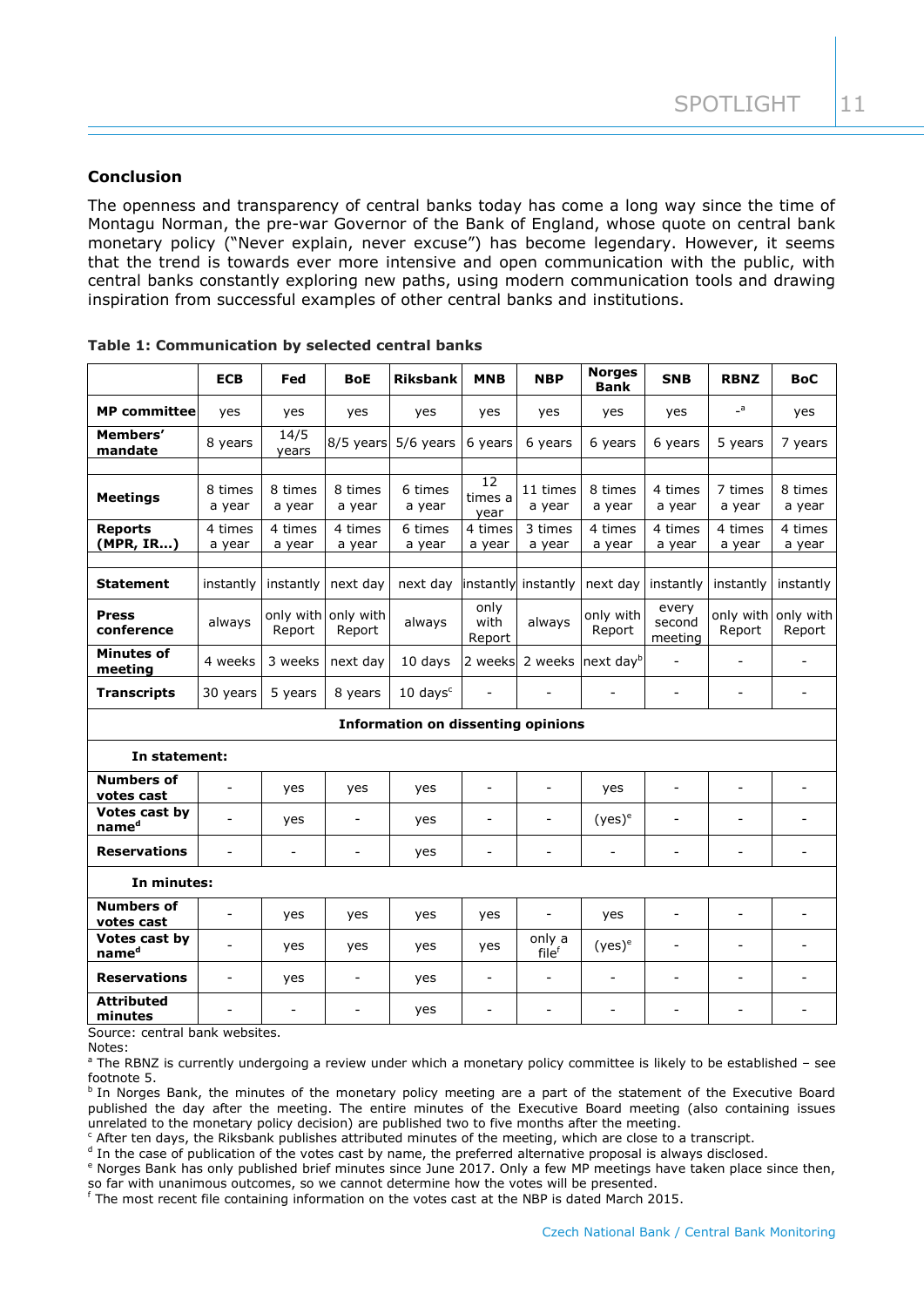## Conclusion

The openness and transparency of central banks today has come a long way since the time of Montagu Norman, the pre-war Governor of the Bank of England, whose quote on central bank monetary policy ("Never explain, never excuse") has become legendary. However, it seems that the trend is towards ever more intensive and open communication with the public, with central banks constantly exploring new paths, using modern communication tools and drawing inspiration from successful examples of other central banks and institutions.

**Table 1: Communication by selected central banks**

| | ECB | Fed | BoE | Riksbank | MNB | NBP | Norges Bank | SNB | RBNZ | BoC |
|---|---|---|---|---|---|---|---|---|---|---|
| **MP committee** | yes | yes | yes | yes | yes | yes | yes | yes | -[a] | yes |
| **Members' mandate** | 8 years | 14/5 years | 8/5 years | 5/6 years | 6 years | 6 years | 6 years | 6 years | 5 years | 7 years |
| | | | | | | | | | | |
| **Meetings** | 8 times a year | 8 times a year | 8 times a year | 6 times a year | 12 times a year | 11 times a year | 8 times a year | 4 times a year | 7 times a year | 8 times a year |
| **Reports (MPR, IR...)** | 4 times a year | 4 times a year | 4 times a year | 6 times a year | 4 times a year | 3 times a year | 4 times a year | 4 times a year | 4 times a year | 4 times a year |
| | | | | | | | | | | |
| **Statement** | instantly | instantly | next day | next day | instantly | instantly | next day | instantly | instantly | instantly |
| **Press conference** | always | only with Report | only with Report | always | only with Report | always | only with Report | every second meeting | only with Report | only with Report |
| **Minutes of meeting** | 4 weeks | 3 weeks | next day | 10 days | 2 weeks | 2 weeks | next day[b] | - | - | - |
| **Transcripts** | 30 years | 5 years | 8 years | 10 days[c] | - | - | - | - | - | - |
| **Information on dissenting opinions** | | | | | | | | | | |
| **In statement:** | | | | | | | | | | |
| **Numbers of votes cast** | - | yes | yes | yes | - | - | yes | - | - | - |
| **Votes cast by name[d]** | - | yes | - | yes | - | - | (yes)[e] | - | - | - |
| **Reservations** | - | - | - | yes | - | - | - | - | - | - |
| **In minutes:** | | | | | | | | | | |
| **Numbers of votes cast** | - | yes | yes | yes | yes | - | yes | - | - | - |
| **Votes cast by name[d]** | - | yes | yes | yes | yes | only a file[f] | (yes)[e] | - | - | - |
| **Reservations** | - | yes | - | yes | - | - | - | - | - | - |
| **Attributed minutes** | - | - | - | yes | - | - | - | - | - | - |

Source: central bank websites.

Notes:

[a] The RBNZ is currently undergoing a review under which a monetary policy committee is likely to be established – see footnote 5.

[b] In Norges Bank, the minutes of the monetary policy meeting are a part of the statement of the Executive Board published the day after the meeting. The entire minutes of the Executive Board meeting (also containing issues unrelated to the monetary policy decision) are published two to five months after the meeting.

[c] After ten days, the Riksbank publishes attributed minutes of the meeting, which are close to a transcript.

[d] In the case of publication of the votes cast by name, the preferred alternative proposal is always disclosed.

[e] Norges Bank has only published brief minutes since June 2017. Only a few MP meetings have taken place since then, so far with unanimous outcomes, so we cannot determine how the votes will be presented.

[f] The most recent file containing information on the votes cast at the NBP is dated March 2015.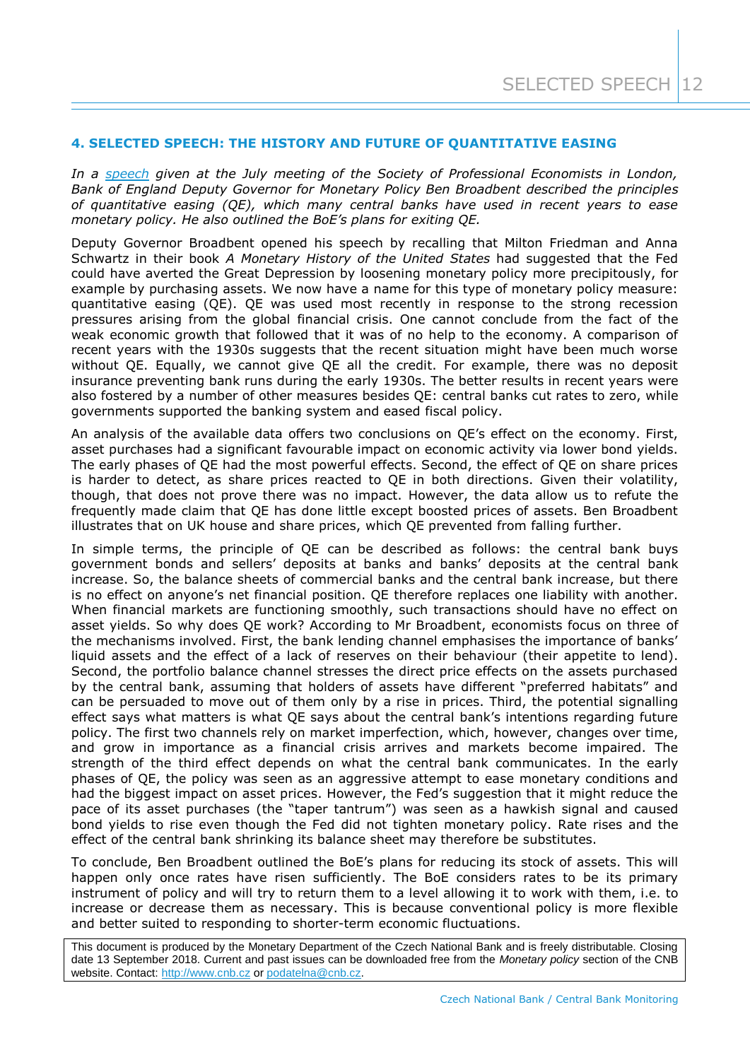## 4. SELECTED SPEECH: THE HISTORY AND FUTURE OF QUANTITATIVE EASING

*In a speech given at the July meeting of the Society of Professional Economists in London, Bank of England Deputy Governor for Monetary Policy Ben Broadbent described the principles of quantitative easing (QE), which many central banks have used in recent years to ease monetary policy. He also outlined the BoE's plans for exiting QE.*

Deputy Governor Broadbent opened his speech by recalling that Milton Friedman and Anna Schwartz in their book *A Monetary History of the United States* had suggested that the Fed could have averted the Great Depression by loosening monetary policy more precipitously, for example by purchasing assets. We now have a name for this type of monetary policy measure: quantitative easing (QE). QE was used most recently in response to the strong recession pressures arising from the global financial crisis. One cannot conclude from the fact of the weak economic growth that followed that it was of no help to the economy. A comparison of recent years with the 1930s suggests that the recent situation might have been much worse without QE. Equally, we cannot give QE all the credit. For example, there was no deposit insurance preventing bank runs during the early 1930s. The better results in recent years were also fostered by a number of other measures besides QE: central banks cut rates to zero, while governments supported the banking system and eased fiscal policy.

An analysis of the available data offers two conclusions on QE's effect on the economy. First, asset purchases had a significant favourable impact on economic activity via lower bond yields. The early phases of QE had the most powerful effects. Second, the effect of QE on share prices is harder to detect, as share prices reacted to QE in both directions. Given their volatility, though, that does not prove there was no impact. However, the data allow us to refute the frequently made claim that QE has done little except boosted prices of assets. Ben Broadbent illustrates that on UK house and share prices, which QE prevented from falling further.

In simple terms, the principle of QE can be described as follows: the central bank buys government bonds and sellers' deposits at banks and banks' deposits at the central bank increase. So, the balance sheets of commercial banks and the central bank increase, but there is no effect on anyone's net financial position. QE therefore replaces one liability with another. When financial markets are functioning smoothly, such transactions should have no effect on asset yields. So why does QE work? According to Mr Broadbent, economists focus on three of the mechanisms involved. First, the bank lending channel emphasises the importance of banks' liquid assets and the effect of a lack of reserves on their behaviour (their appetite to lend). Second, the portfolio balance channel stresses the direct price effects on the assets purchased by the central bank, assuming that holders of assets have different "preferred habitats" and can be persuaded to move out of them only by a rise in prices. Third, the potential signalling effect says what matters is what QE says about the central bank's intentions regarding future policy. The first two channels rely on market imperfection, which, however, changes over time, and grow in importance as a financial crisis arrives and markets become impaired. The strength of the third effect depends on what the central bank communicates. In the early phases of QE, the policy was seen as an aggressive attempt to ease monetary conditions and had the biggest impact on asset prices. However, the Fed's suggestion that it might reduce the pace of its asset purchases (the "taper tantrum") was seen as a hawkish signal and caused bond yields to rise even though the Fed did not tighten monetary policy. Rate rises and the effect of the central bank shrinking its balance sheet may therefore be substitutes.

To conclude, Ben Broadbent outlined the BoE's plans for reducing its stock of assets. This will happen only once rates have risen sufficiently. The BoE considers rates to be its primary instrument of policy and will try to return them to a level allowing it to work with them, i.e. to increase or decrease them as necessary. This is because conventional policy is more flexible and better suited to responding to shorter-term economic fluctuations.

This document is produced by the Monetary Department of the Czech National Bank and is freely distributable. Closing date 13 September 2018. Current and past issues can be downloaded free from the *Monetary policy* section of the CNB website. Contact: http://www.cnb.cz or podatelna@cnb.cz.